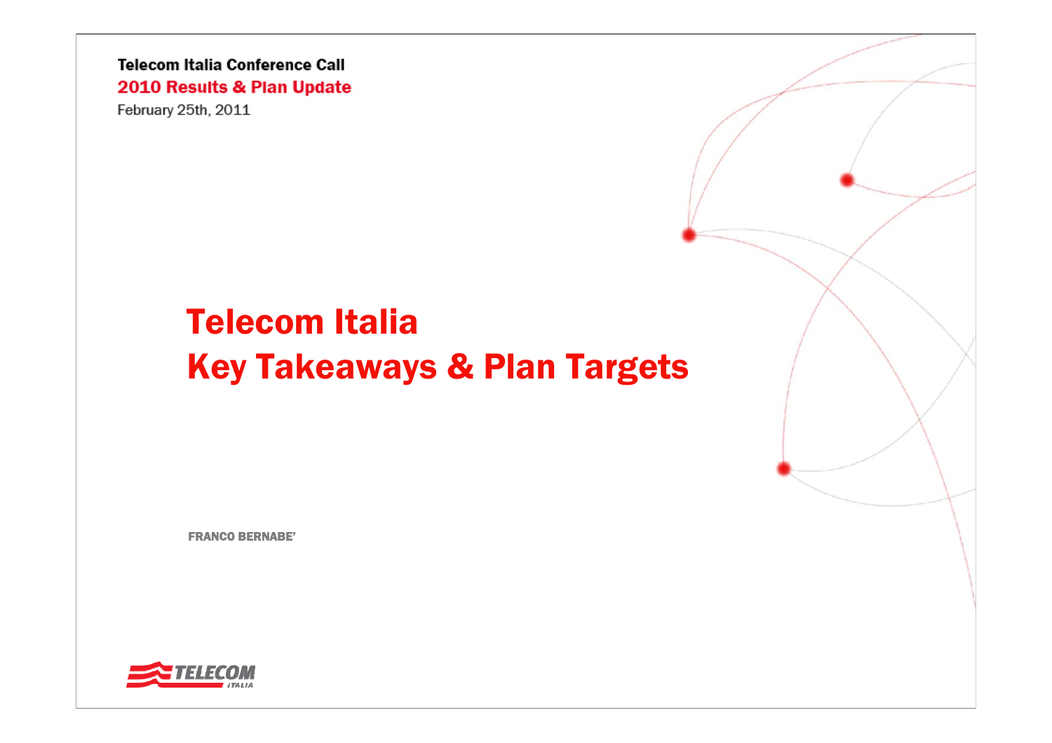**Telecom Italia Conference Call**

**2010 Results & Plan Update**

February 25th, 2011

# Telecom Italia
# Key Takeaways & Plan Targets

**FRANCO BERNABE'**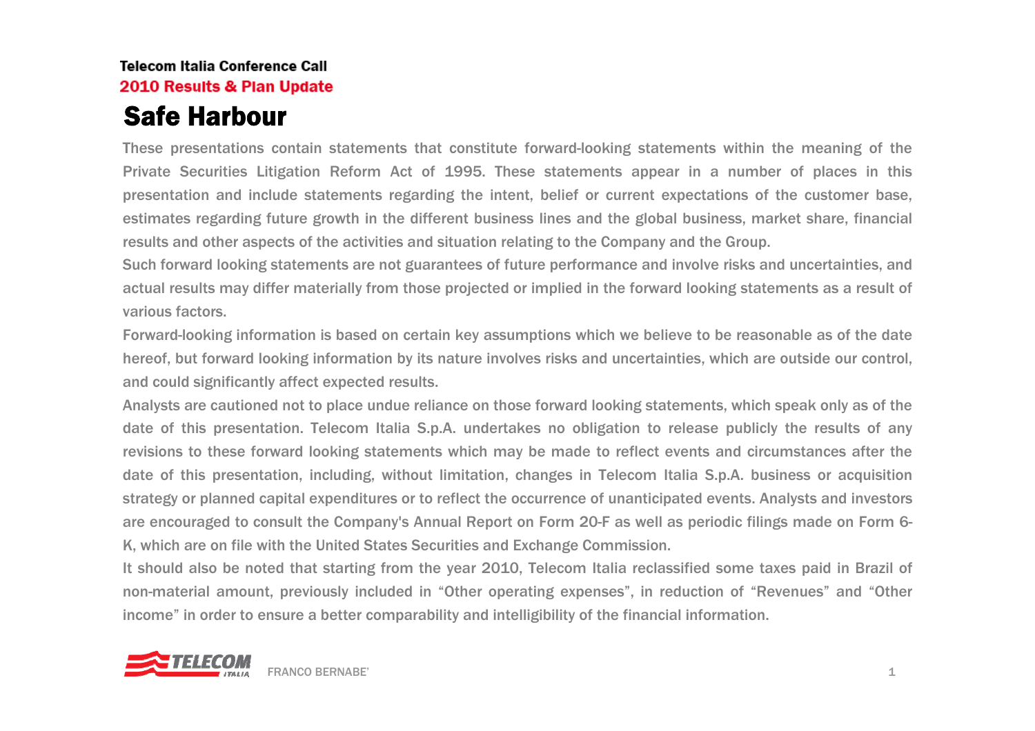Telecom Italia Conference Call

2010 Results & Plan Update

# Safe Harbour

These presentations contain statements that constitute forward-looking statements within the meaning of the Private Securities Litigation Reform Act of 1995. These statements appear in a number of places in this presentation and include statements regarding the intent, belief or current expectations of the customer base, estimates regarding future growth in the different business lines and the global business, market share, financial results and other aspects of the activities and situation relating to the Company and the Group.

Such forward looking statements are not guarantees of future performance and involve risks and uncertainties, and actual results may differ materially from those projected or implied in the forward looking statements as a result of various factors.

Forward-looking information is based on certain key assumptions which we believe to be reasonable as of the date hereof, but forward looking information by its nature involves risks and uncertainties, which are outside our control, and could significantly affect expected results.

Analysts are cautioned not to place undue reliance on those forward looking statements, which speak only as of the date of this presentation. Telecom Italia S.p.A. undertakes no obligation to release publicly the results of any revisions to these forward looking statements which may be made to reflect events and circumstances after the date of this presentation, including, without limitation, changes in Telecom Italia S.p.A. business or acquisition strategy or planned capital expenditures or to reflect the occurrence of unanticipated events. Analysts and investors are encouraged to consult the Company's Annual Report on Form 20-F as well as periodic filings made on Form 6-K, which are on file with the United States Securities and Exchange Commission.

It should also be noted that starting from the year 2010, Telecom Italia reclassified some taxes paid in Brazil of non-material amount, previously included in "Other operating expenses", in reduction of "Revenues" and "Other income" in order to ensure a better comparability and intelligibility of the financial information.

FRANCO BERNABE'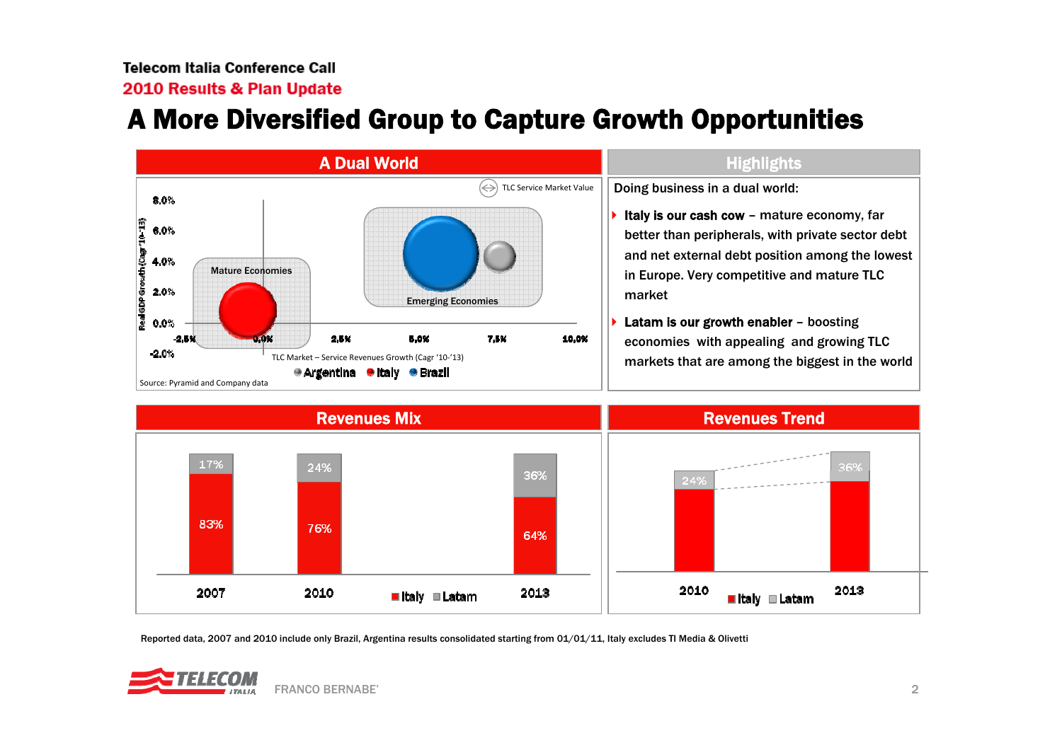Telecom Italia Conference Call
2010 Results & Plan Update

# A More Diversified Group to Capture Growth Opportunities

## A Dual World

TLC Service Market Value

Real GDP Growth (Cagr '10-'13)

8.0%
6.0%
4.0%
2.0%
0.0%
-2.0%

Mature Economies

Emerging Economies

-2.5% 0.0% 2.5% 5.0% 7.5% 10.0%

TLC Market – Service Revenues Growth (Cagr '10-'13)

Argentina Italy Brazil

Source: Pyramid and Company data

## Highlights

Doing business in a dual world:

- **Italy is our cash cow** – mature economy, far better than peripherals, with private sector debt and net external debt position among the lowest in Europe. Very competitive and mature TLC market
- **Latam is our growth enabler** – boosting economies with appealing and growing TLC markets that are among the biggest in the world

## Revenues Mix

| | 2007 | 2010 | 2013 |
|---|---|---|---|
| Latam | 17% | 24% | 36% |
| Italy | 83% | 76% | 64% |

## Revenues Trend

| | 2010 | 2013 |
|---|---|---|
| Latam | 24% | 36% |
| Italy | | |

Reported data, 2007 and 2010 include only Brazil, Argentina results consolidated starting from 01/01/11, Italy excludes TI Media & Olivetti

FRANCO BERNABE'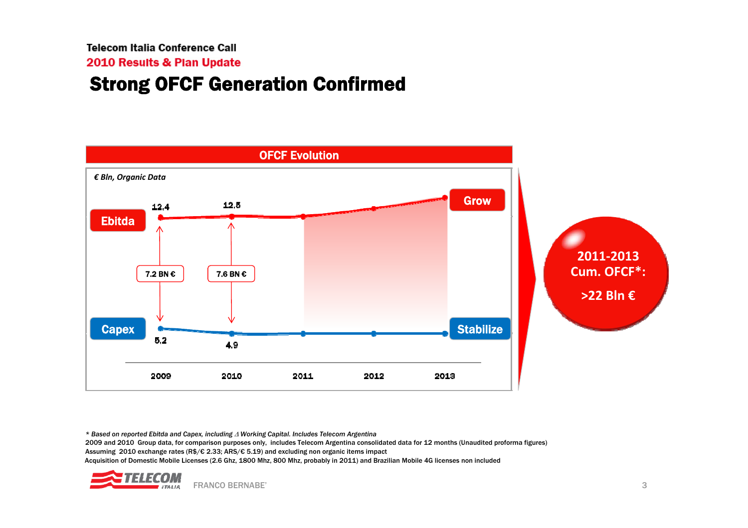Telecom Italia Conference Call

2010 Results & Plan Update

# Strong OFCF Generation Confirmed

## OFCF Evolution

*€ Bln, Organic Data*

| | 2009 | 2010 | 2011 | 2012 | 2013 |
|---|---|---|---|---|---|
| Ebitda | 12.4 | 12.5 | | | Grow |
| Ebitda – Capex | 7.2 BN € | 7.6 BN € | | | |
| Capex | 5.2 | 4.9 | | | Stabilize |

**2011-2013 Cum. OFCF*: >22 Bln €**

*\* Based on reported Ebitda and Capex, including Δ Working Capital. Includes Telecom Argentina*

2009 and 2010 Group data, for comparison purposes only, includes Telecom Argentina consolidated data for 12 months (Unaudited proforma figures)

Assuming 2010 exchange rates (R$/€ 2.33; ARS/€ 5.19) and excluding non organic items impact

Acquisition of Domestic Mobile Licenses (2.6 Ghz, 1800 Mhz, 800 Mhz, probably in 2011) and Brazilian Mobile 4G licenses non included

FRANCO BERNABE'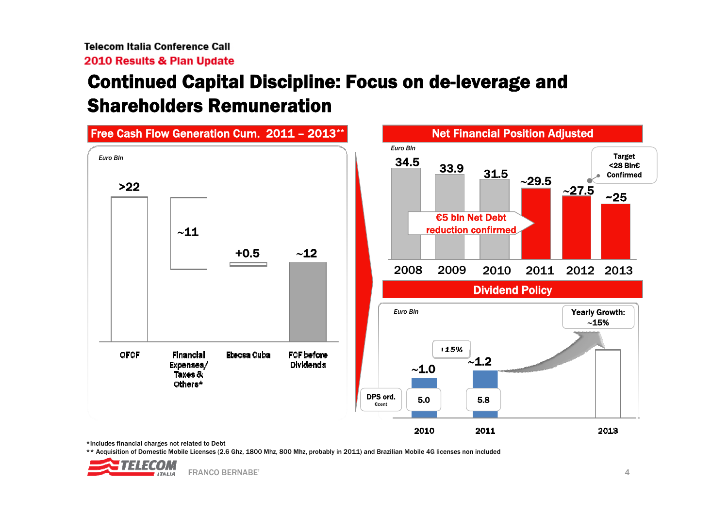# Continued Capital Discipline: Focus on de-leverage and Shareholders Remuneration

## Free Cash Flow Generation Cum. 2011 – 2013**

*Euro Bln*

| OFCF | Financial Expenses/ Taxes & Others* | Etecsa Cuba | FCF before Dividends |
|---|---|---|---|
| >22 | ~11 | +0.5 | ~12 |

## Net Financial Position Adjusted

*Euro Bln*

| 2008 | 2009 | 2010 | 2011 | 2012 | 2013 |
|---|---|---|---|---|---|
| 34.5 | 33.9 | 31.5 | ~29.5 | ~27.5 | ~25 |

€5 bln Net Debt reduction confirmed

Target <28 Bln€ Confirmed

## Dividend Policy

*Euro Bln*

| | 2010 | 2011 | 2013 |
|---|---|---|---|
| Euro Bln | ~1.0 | ~1.2 | |
| DPS ord. €cent | 5.0 | 5.8 | |

+15%

Yearly Growth: ~15%

*Includes financial charges not related to Debt

** Acquisition of Domestic Mobile Licenses (2.6 Ghz, 1800 Mhz, 800 Mhz, probably in 2011) and Brazilian Mobile 4G licenses non included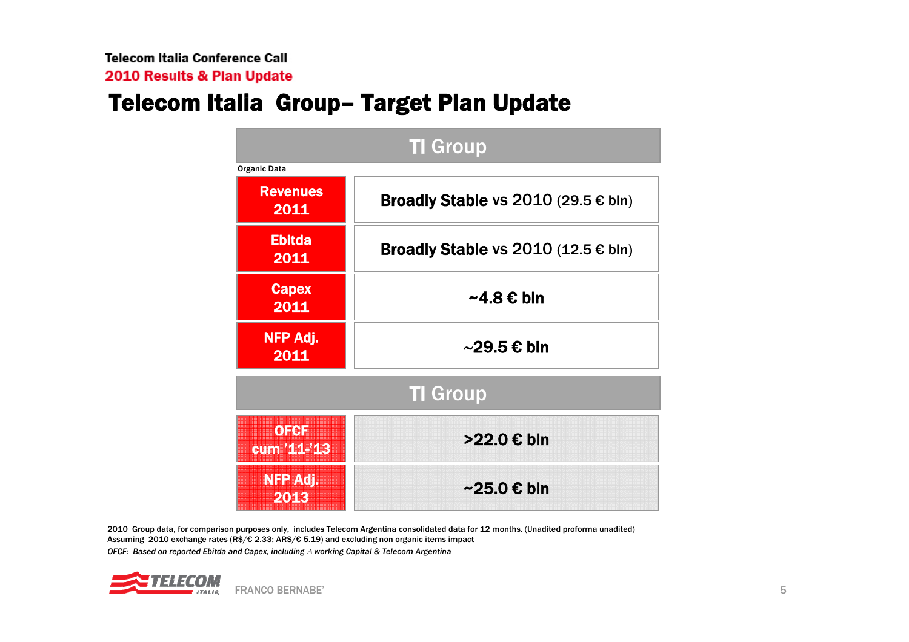# Telecom Italia Group– Target Plan Update

| TI Group | |
|---|---|
| *Organic Data* | |
| **Revenues 2011** | **Broadly Stable** vs 2010 (29.5 € bln) |
| **Ebitda 2011** | **Broadly Stable** vs 2010 (12.5 € bln) |
| **Capex 2011** | **~4.8 € bln** |
| **NFP Adj. 2011** | **~29.5 € bln** |

| TI Group | |
|---|---|
| **OFCF cum '11-'13** | **>22.0 € bln** |
| **NFP Adj. 2013** | **~25.0 € bln** |

2010 Group data, for comparison purposes only, includes Telecom Argentina consolidated data for 12 months. (Unadited proforma unadited)
Assuming 2010 exchange rates (R$/€ 2.33; ARS/€ 5.19) and excluding non organic items impact

*OFCF: Based on reported Ebitda and Capex, including Δ working Capital & Telecom Argentina*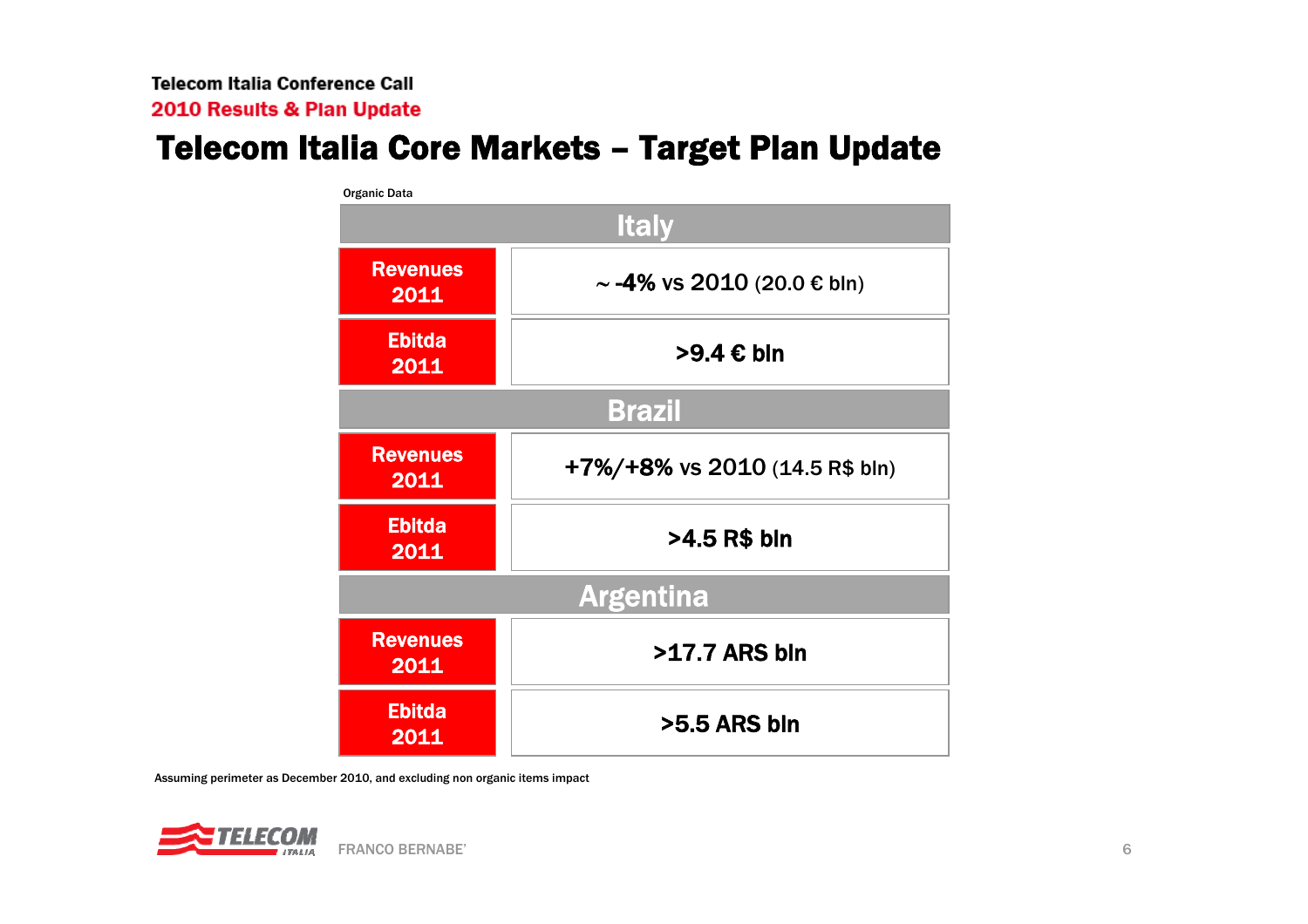Telecom Italia Conference Call

2010 Results & Plan Update

# Telecom Italia Core Markets – Target Plan Update

Organic Data

| | |
|---|---|
| **Italy** | |
| **Revenues 2011** | ~ **-4%** vs 2010 (20.0 € bln) |
| **Ebitda 2011** | **>9.4 € bln** |
| **Brazil** | |
| **Revenues 2011** | **+7%/+8%** vs 2010 (14.5 R$ bln) |
| **Ebitda 2011** | **>4.5 R$ bln** |
| **Argentina** | |
| **Revenues 2011** | **>17.7 ARS bln** |
| **Ebitda 2011** | **>5.5 ARS bln** |

Assuming perimeter as December 2010, and excluding non organic items impact

FRANCO BERNABE'